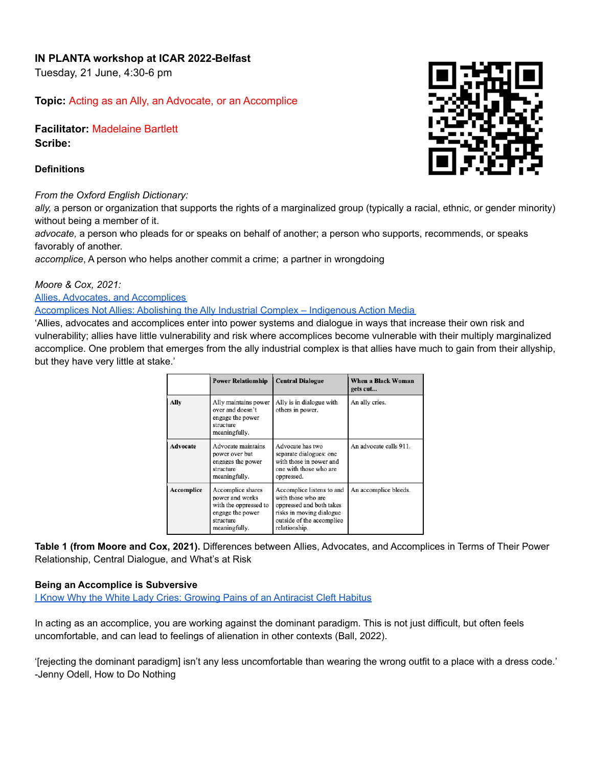**IN PLANTA workshop at ICAR 2022-Belfast**
Tuesday, 21 June, 4:30-6 pm

**Topic:** Acting as an Ally, an Advocate, or an Accomplice

**Facilitator:** Madelaine Bartlett
**Scribe:**

**Definitions**

*From the Oxford English Dictionary:*
*ally,* a person or organization that supports the rights of a marginalized group (typically a racial, ethnic, or gender minority) without being a member of it.
*advocate,* a person who pleads for or speaks on behalf of another; a person who supports, recommends, or speaks favorably of another.
*accomplice*, A person who helps another commit a crime; a partner in wrongdoing

*Moore & Cox, 2021:*
[Allies, Advocates, and Accomplices](#)
[Accomplices Not Allies: Abolishing the Ally Industrial Complex – Indigenous Action Media](#)
'Allies, advocates and accomplices enter into power systems and dialogue in ways that increase their own risk and vulnerability; allies have little vulnerability and risk where accomplices become vulnerable with their multiply marginalized accomplice. One problem that emerges from the ally industrial complex is that allies have much to gain from their allyship, but they have very little at stake.'

| | Power Relationship | Central Dialogue | When a Black Woman gets cut... |
|---|---|---|---|
| **Ally** | Ally maintains power over and doesn't engage the power structure meaningfully. | Ally is in dialogue with others in power. | An ally cries. |
| **Advocate** | Advocate maintains power over but engages the power structure meaningfully. | Advocate has two separate dialogues: one with those in power and one with those who are oppressed. | An advocate calls 911. |
| **Accomplice** | Accomplice shares power and works with the oppressed to engage the power structure meaningfully. | Accomplice listens to and with those who are oppressed and both takes risks in moving dialogue outside of the accomplice relationship. | An accomplice bleeds. |

**Table 1 (from Moore and Cox, 2021).** Differences between Allies, Advocates, and Accomplices in Terms of Their Power Relationship, Central Dialogue, and What's at Risk

**Being an Accomplice is Subversive**
[I Know Why the White Lady Cries: Growing Pains of an Antiracist Cleft Habitus](#)

In acting as an accomplice, you are working against the dominant paradigm. This is not just difficult, but often feels uncomfortable, and can lead to feelings of alienation in other contexts (Ball, 2022).

'[rejecting the dominant paradigm] isn't any less uncomfortable than wearing the wrong outfit to a place with a dress code.' -Jenny Odell, How to Do Nothing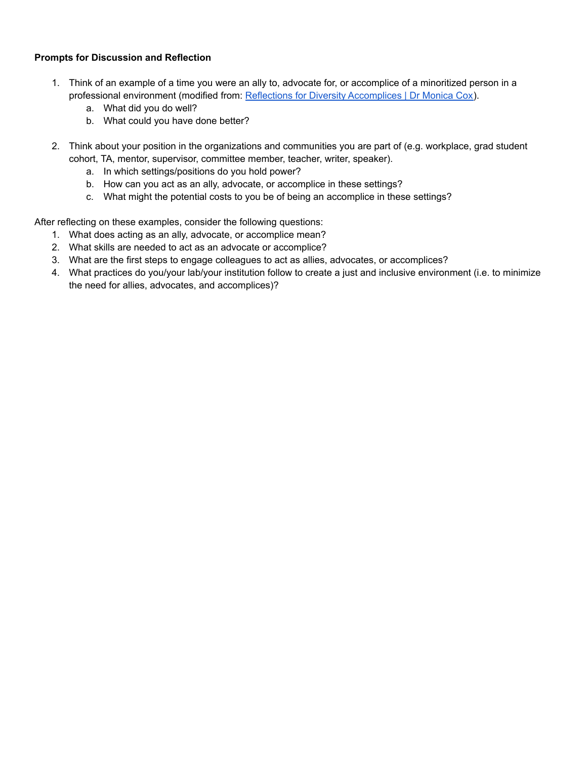**Prompts for Discussion and Reflection**

1. Think of an example of a time you were an ally to, advocate for, or accomplice of a minoritized person in a professional environment (modified from: [Reflections for Diversity Accomplices | Dr Monica Cox]()).
    a. What did you do well?
    b. What could you have done better?

2. Think about your position in the organizations and communities you are part of (e.g. workplace, grad student cohort, TA, mentor, supervisor, committee member, teacher, writer, speaker).
    a. In which settings/positions do you hold power?
    b. How can you act as an ally, advocate, or accomplice in these settings?
    c. What might the potential costs to you be of being an accomplice in these settings?

After reflecting on these examples, consider the following questions:

1. What does acting as an ally, advocate, or accomplice mean?
2. What skills are needed to act as an advocate or accomplice?
3. What are the first steps to engage colleagues to act as allies, advocates, or accomplices?
4. What practices do you/your lab/your institution follow to create a just and inclusive environment (i.e. to minimize the need for allies, advocates, and accomplices)?